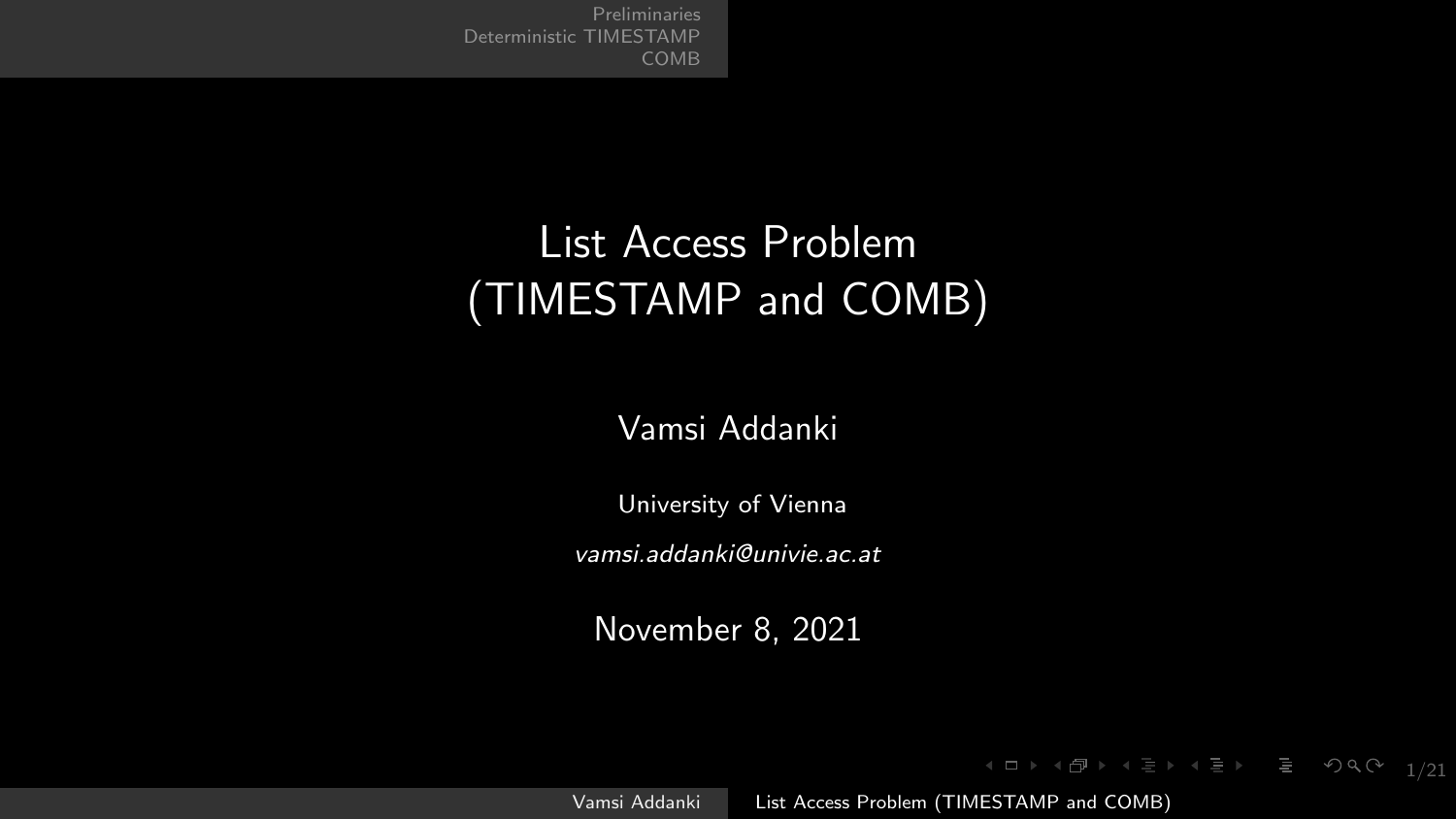# List Access Problem (TIMESTAMP and COMB)

Vamsi Addanki

University of Vienna

*vamsi.addanki@univie.ac.at*

November 8, 2021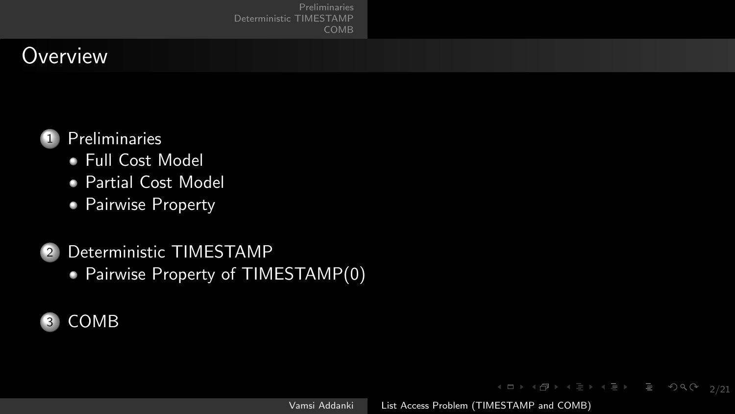# Overview

1. Preliminaries
   - Full Cost Model
   - Partial Cost Model
   - Pairwise Property

2. Deterministic TIMESTAMP
   - Pairwise Property of TIMESTAMP(0)

3. COMB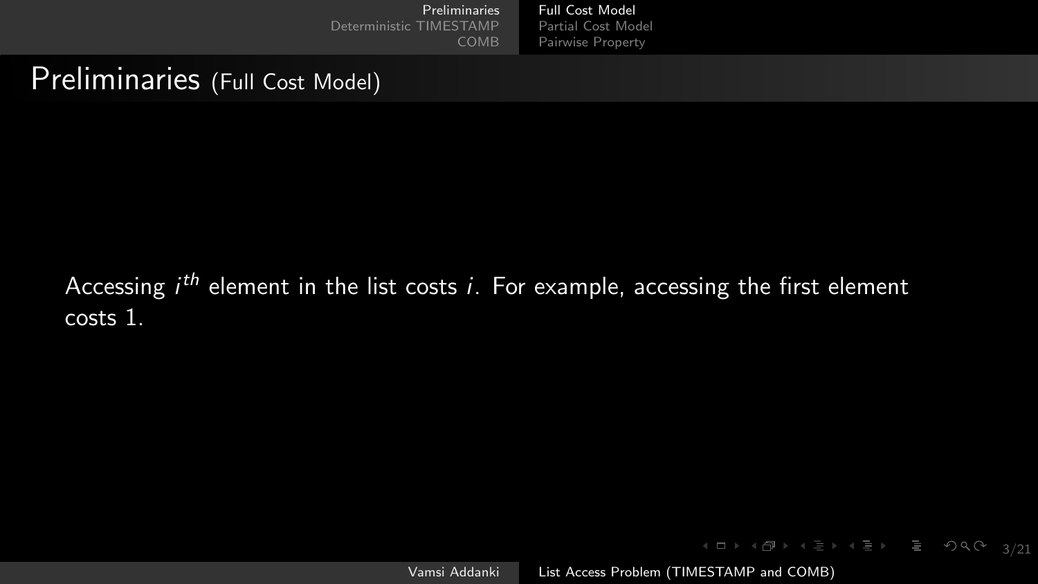# Preliminaries (Full Cost Model)

Accessing $i^{th}$ element in the list costs $i$. For example, accessing the first element costs 1.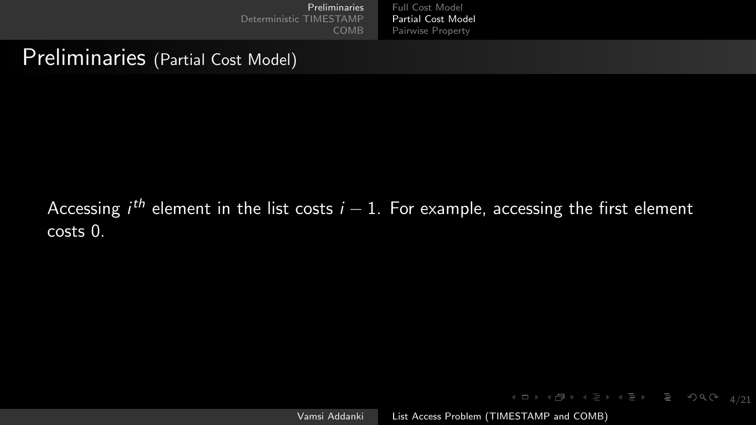# Preliminaries (Partial Cost Model)

Accessing $i^{th}$ element in the list costs $i - 1$. For example, accessing the first element costs 0.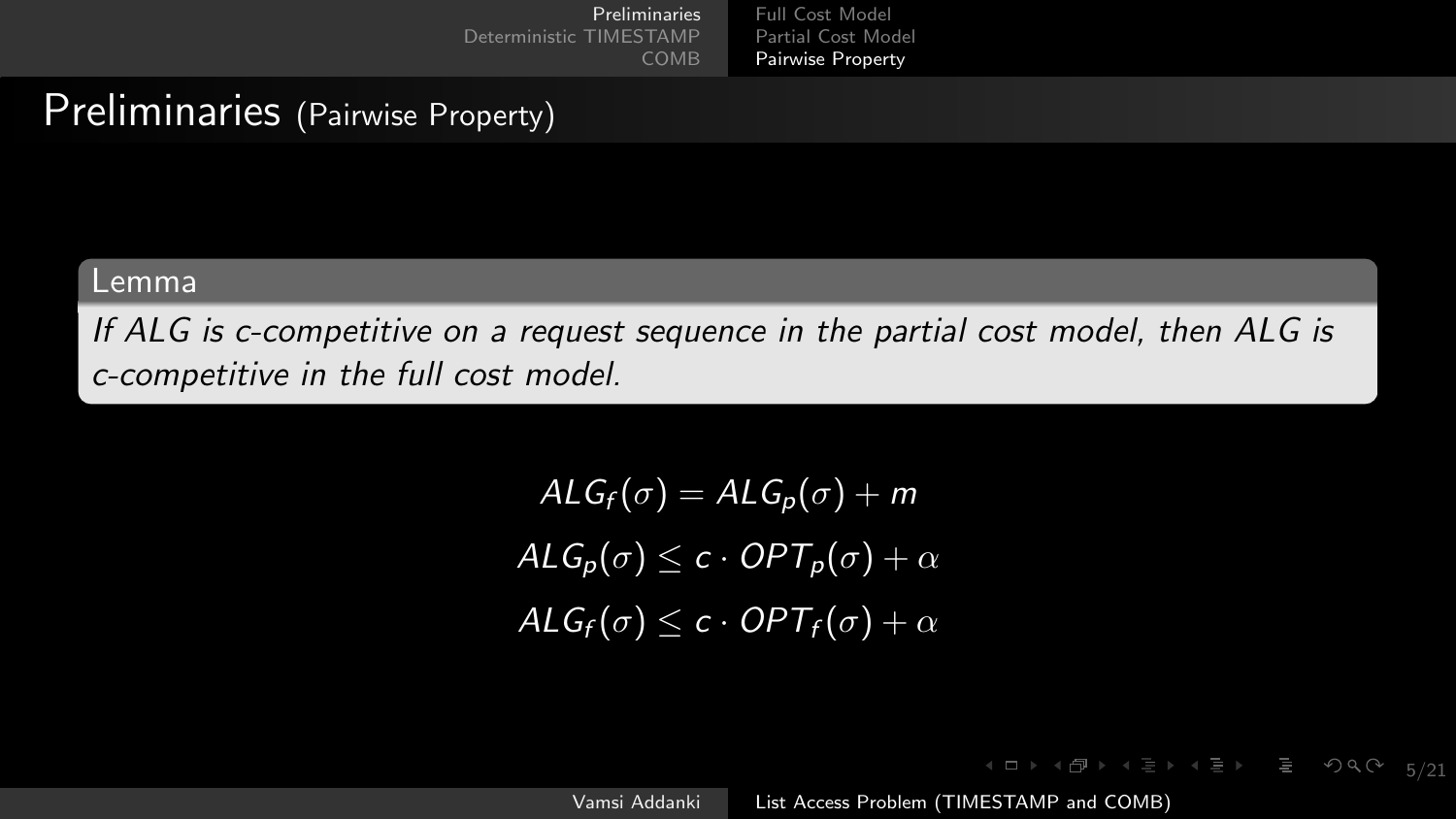# Preliminaries (Pairwise Property)

**Lemma**

*If ALG is c-competitive on a request sequence in the partial cost model, then ALG is c-competitive in the full cost model.*

$$ALG_f(\sigma) = ALG_p(\sigma) + m$$

$$ALG_p(\sigma) \leq c \cdot OPT_p(\sigma) + \alpha$$

$$ALG_f(\sigma) \leq c \cdot OPT_f(\sigma) + \alpha$$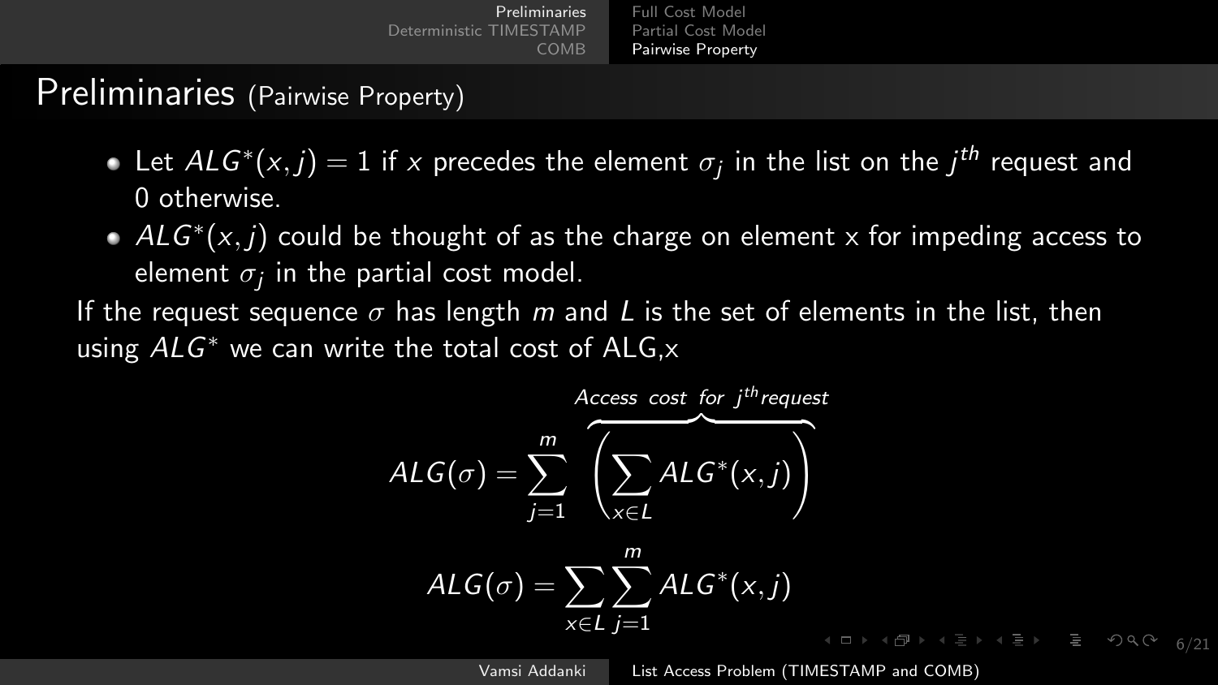# Preliminaries (Pairwise Property)

- Let $ALG^*(x, j) = 1$ if $x$ precedes the element $\sigma_j$ in the list on the $j^{th}$ request and 0 otherwise.
- $ALG^*(x, j)$ could be thought of as the charge on element x for impeding access to element $\sigma_j$ in the partial cost model.

If the request sequence $\sigma$ has length $m$ and $L$ is the set of elements in the list, then using $ALG^*$ we can write the total cost of ALG,x

$$ALG(\sigma) = \sum_{j=1}^{m} \overbrace{\left( \sum_{x \in L} ALG^*(x, j) \right)}^{Access \ \ cost \ \ for \ \ j^{th} request}$$

$$ALG(\sigma) = \sum_{x \in L} \sum_{j=1}^{m} ALG^*(x, j)$$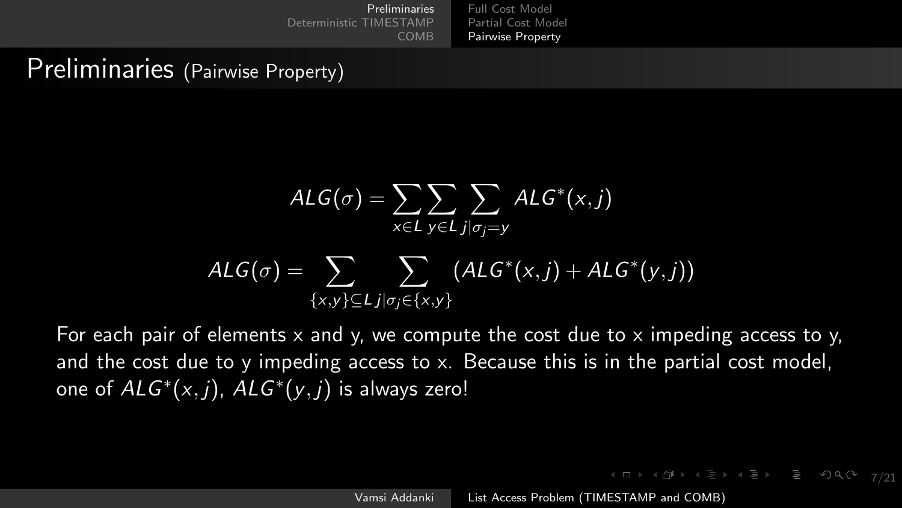# Preliminaries (Pairwise Property)

$$ALG(\sigma) = \sum_{x \in L} \sum_{y \in L} \sum_{j | \sigma_j = y} ALG^*(x, j)$$

$$ALG(\sigma) = \sum_{\{x,y\} \subseteq L} \sum_{j | \sigma_j \in \{x,y\}} (ALG^*(x, j) + ALG^*(y, j))$$

For each pair of elements x and y, we compute the cost due to x impeding access to y, and the cost due to y impeding access to x. Because this is in the partial cost model, one of $ALG^*(x, j)$, $ALG^*(y, j)$ is always zero!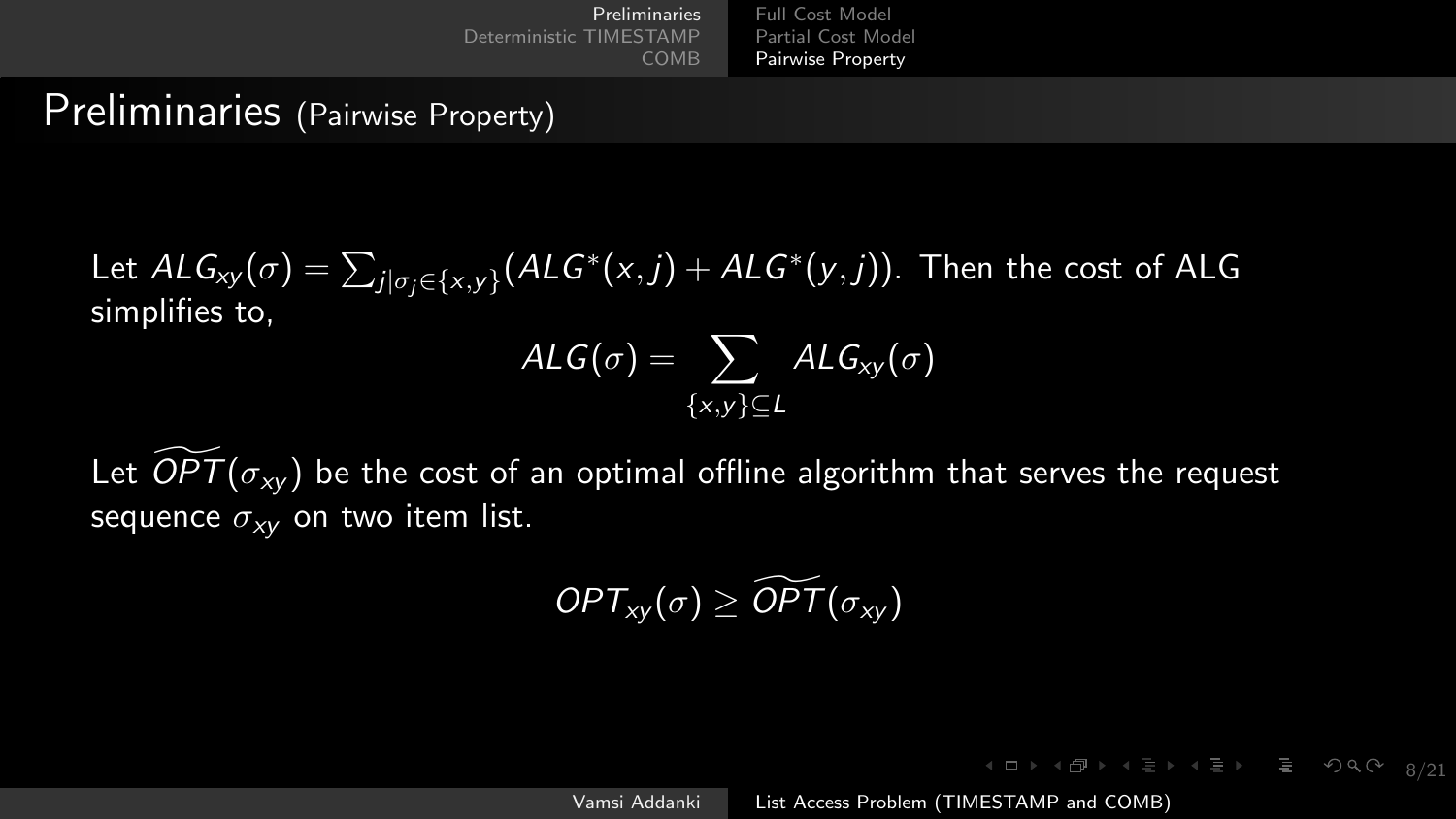# Preliminaries (Pairwise Property)

Let $ALG_{xy}(\sigma) = \sum_{j|\sigma_j \in \{x,y\}} (ALG^*(x,j) + ALG^*(y,j))$. Then the cost of ALG simplifies to,

$$ALG(\sigma) = \sum_{\{x,y\} \subseteq L} ALG_{xy}(\sigma)$$

Let $\widetilde{OPT}(\sigma_{xy})$ be the cost of an optimal offline algorithm that serves the request sequence $\sigma_{xy}$ on two item list.

$$OPT_{xy}(\sigma) \geq \widetilde{OPT}(\sigma_{xy})$$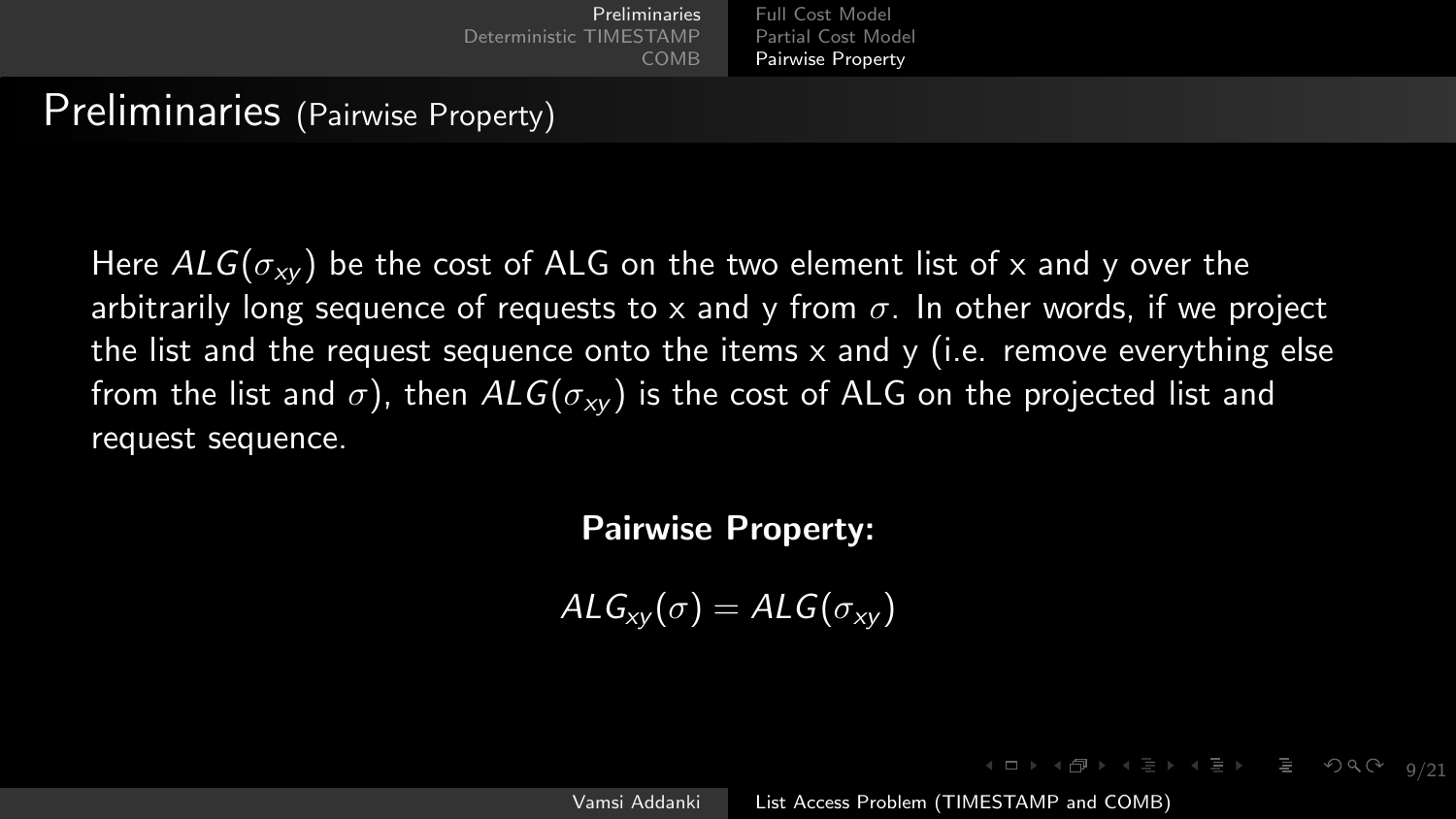# Preliminaries (Pairwise Property)

Here $ALG(\sigma_{xy})$ be the cost of ALG on the two element list of x and y over the arbitrarily long sequence of requests to x and y from $\sigma$. In other words, if we project the list and the request sequence onto the items x and y (i.e. remove everything else from the list and $\sigma$), then $ALG(\sigma_{xy})$ is the cost of ALG on the projected list and request sequence.

**Pairwise Property:**

$$ALG_{xy}(\sigma) = ALG(\sigma_{xy})$$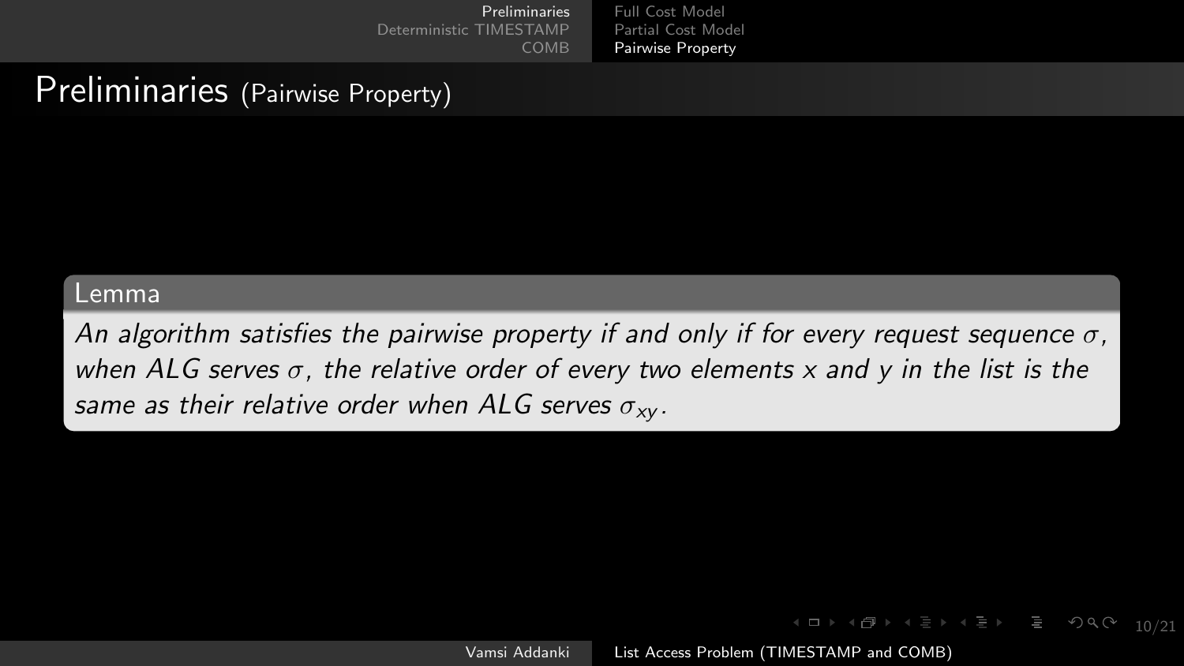# Preliminaries (Pairwise Property)

**Lemma**

*An algorithm satisfies the pairwise property if and only if for every request sequence $\sigma$, when ALG serves $\sigma$, the relative order of every two elements $x$ and $y$ in the list is the same as their relative order when ALG serves $\sigma_{xy}$.*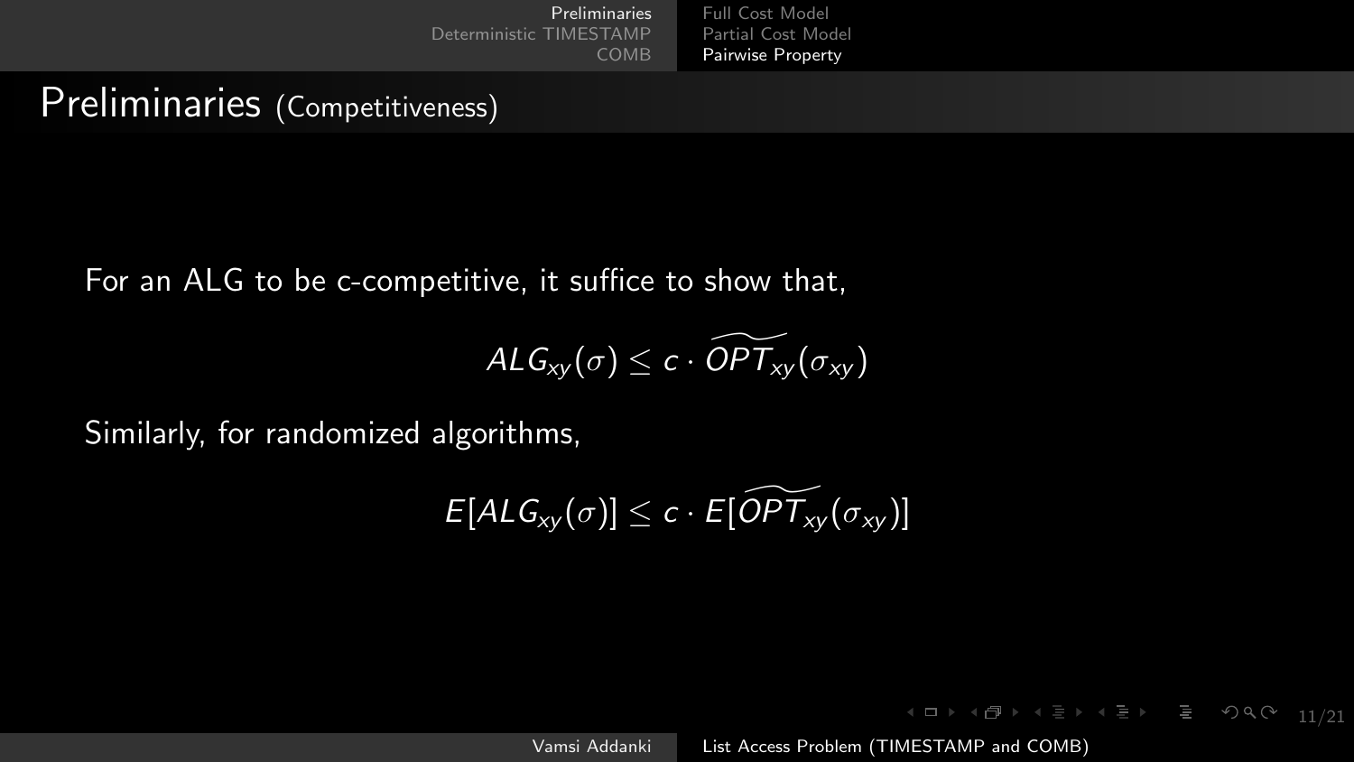# Preliminaries (Competitiveness)

For an ALG to be c-competitive, it suffice to show that,

$$ALG_{xy}(\sigma) \leq c \cdot \widetilde{OPT}_{xy}(\sigma_{xy})$$

Similarly, for randomized algorithms,

$$E[ALG_{xy}(\sigma)] \leq c \cdot E[\widetilde{OPT}_{xy}(\sigma_{xy})]$$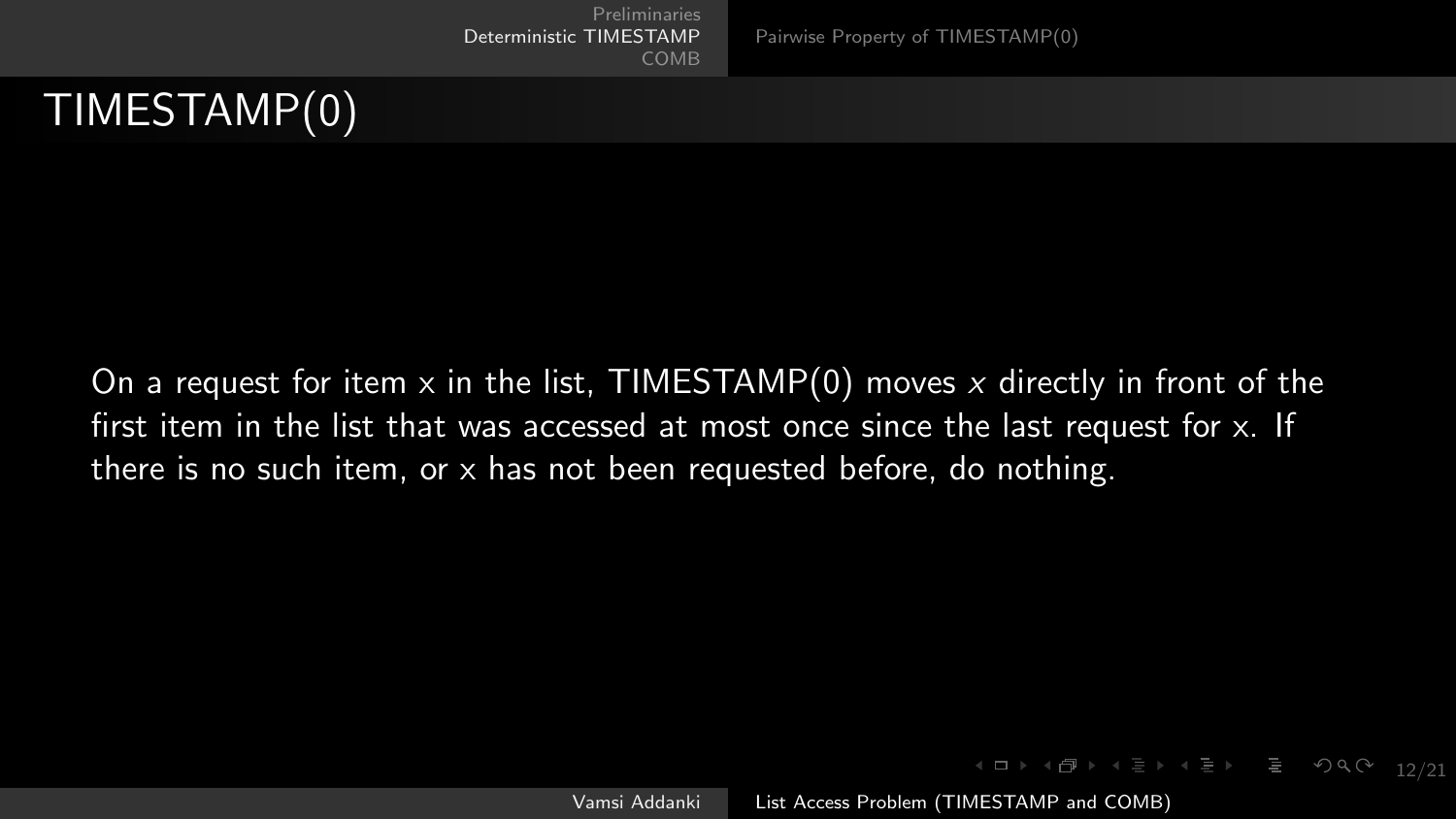# TIMESTAMP(0)

On a request for item x in the list, TIMESTAMP(0) moves $x$ directly in front of the first item in the list that was accessed at most once since the last request for x. If there is no such item, or x has not been requested before, do nothing.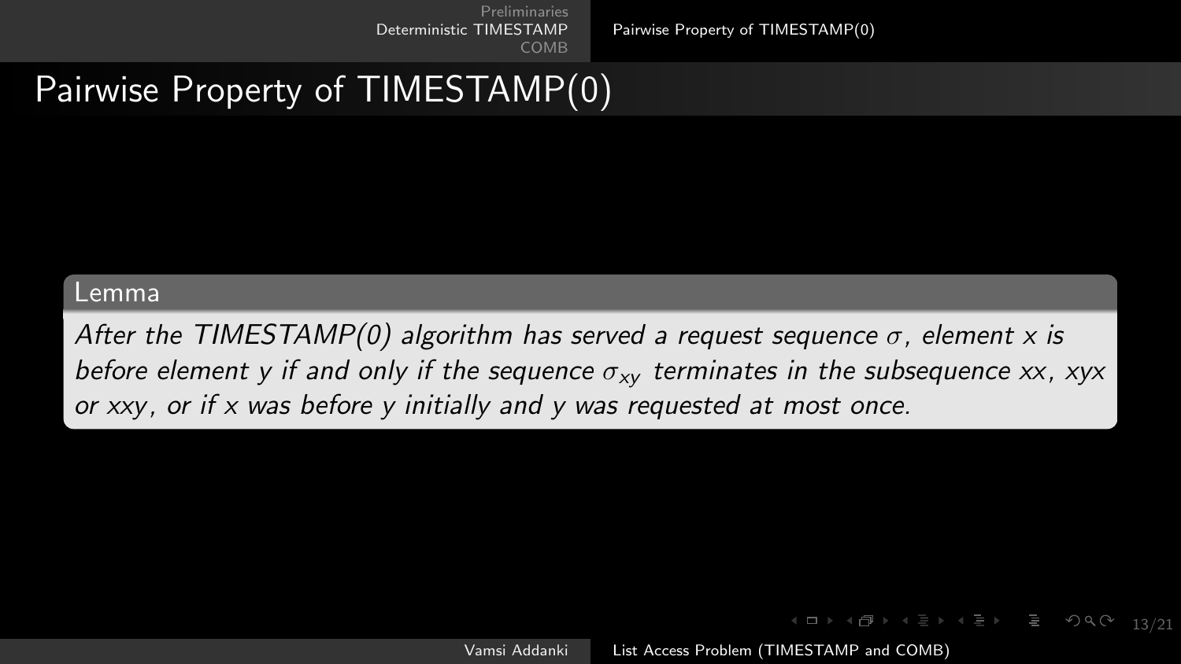# Pairwise Property of TIMESTAMP(0)

**Lemma**

*After the TIMESTAMP(0) algorithm has served a request sequence $\sigma$, element $x$ is before element $y$ if and only if the sequence $\sigma_{xy}$ terminates in the subsequence $xx$, $xyx$ or $xxy$, or if $x$ was before $y$ initially and $y$ was requested at most once.*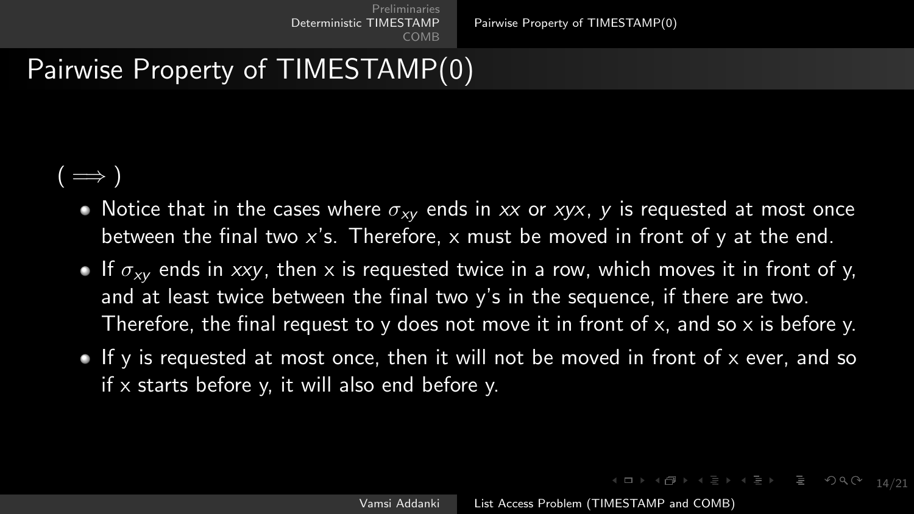# Pairwise Property of TIMESTAMP(0)

($\implies$)

- Notice that in the cases where $\sigma_{xy}$ ends in $xx$ or $xyx$, $y$ is requested at most once between the final two $x$'s. Therefore, x must be moved in front of y at the end.
- If $\sigma_{xy}$ ends in $xxy$, then x is requested twice in a row, which moves it in front of y, and at least twice between the final two y's in the sequence, if there are two. Therefore, the final request to y does not move it in front of x, and so x is before y.
- If y is requested at most once, then it will not be moved in front of x ever, and so if x starts before y, it will also end before y.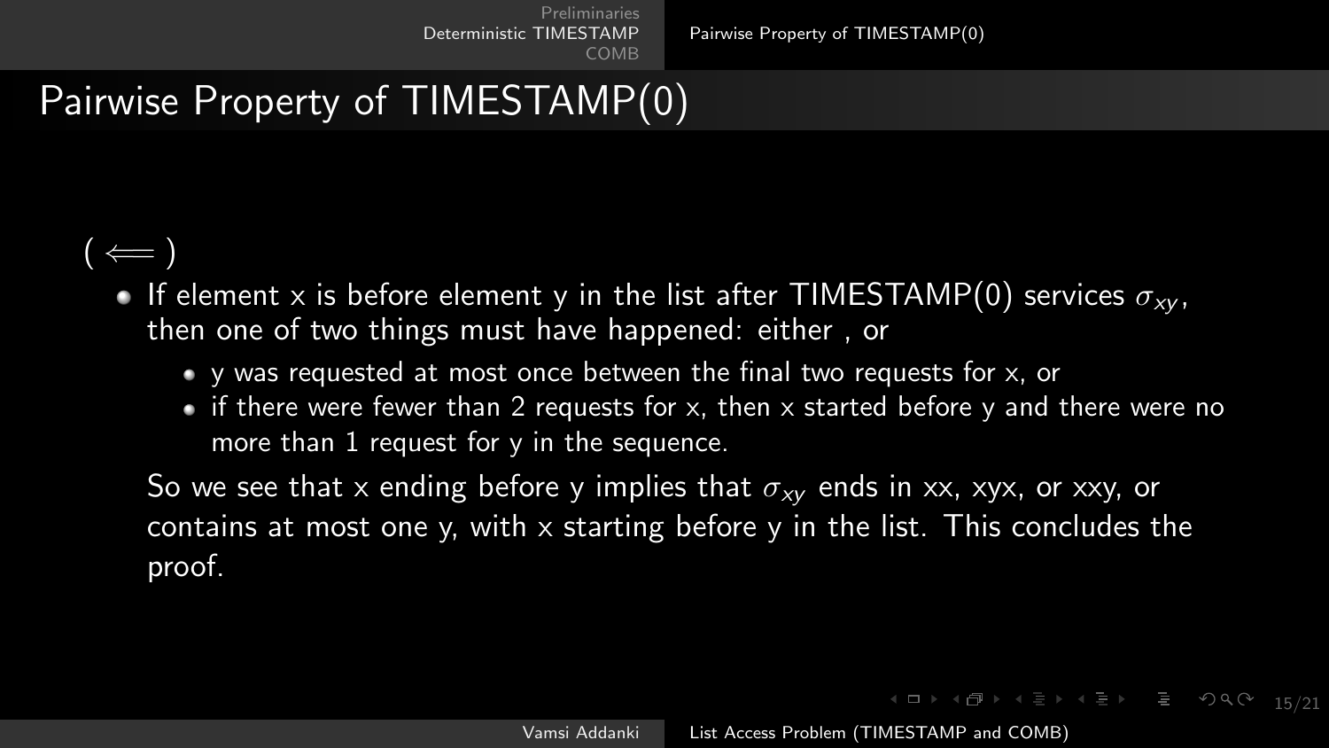# Pairwise Property of TIMESTAMP(0)

( $\Longleftarrow$ )

- If element x is before element y in the list after TIMESTAMP(0) services $\sigma_{xy}$, then one of two things must have happened: either , or
  - y was requested at most once between the final two requests for x, or
  - if there were fewer than 2 requests for x, then x started before y and there were no more than 1 request for y in the sequence.

  So we see that x ending before y implies that $\sigma_{xy}$ ends in xx, xyx, or xxy, or contains at most one y, with x starting before y in the list. This concludes the proof.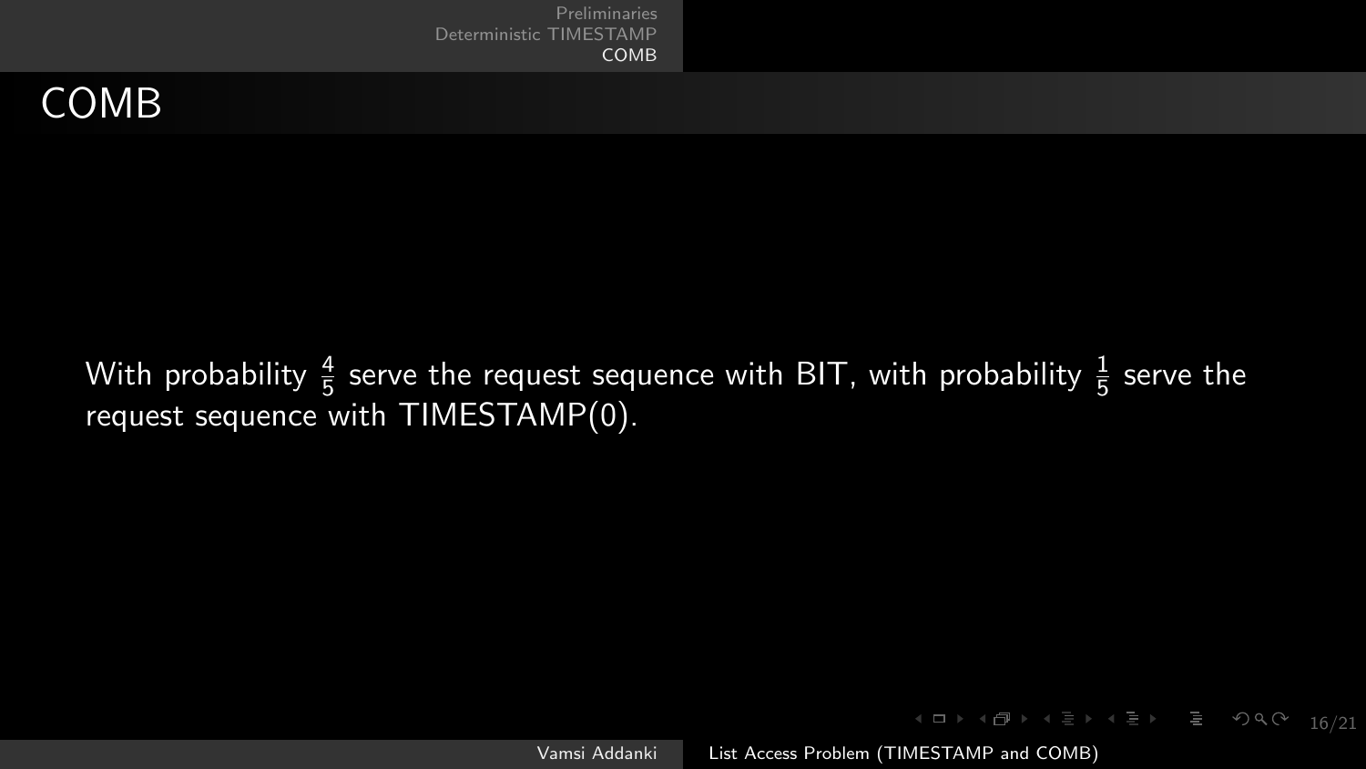# COMB

With probability $\frac{4}{5}$ serve the request sequence with BIT, with probability $\frac{1}{5}$ serve the request sequence with TIMESTAMP(0).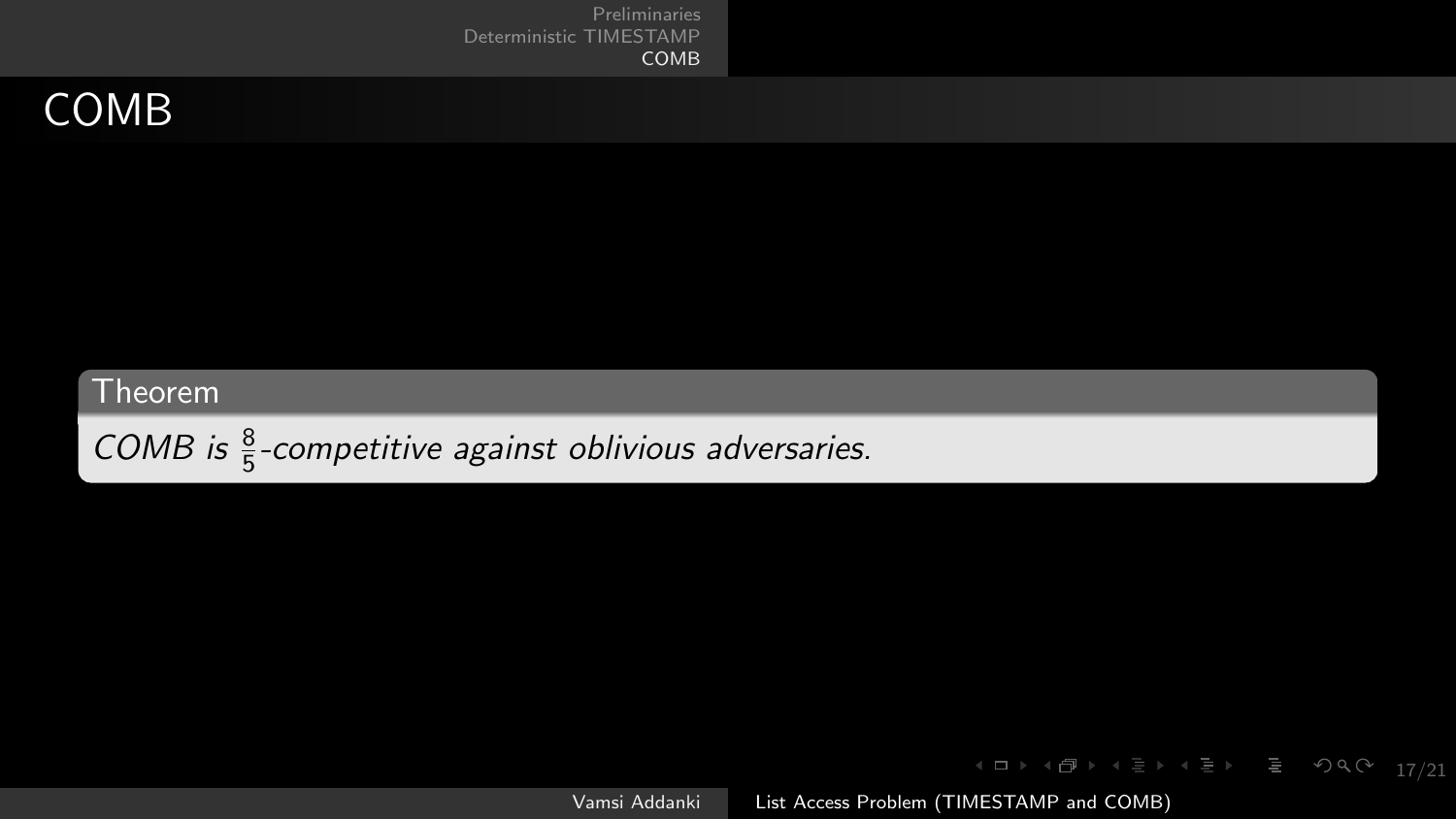# COMB

**Theorem**

*COMB is $\frac{8}{5}$-competitive against oblivious adversaries.*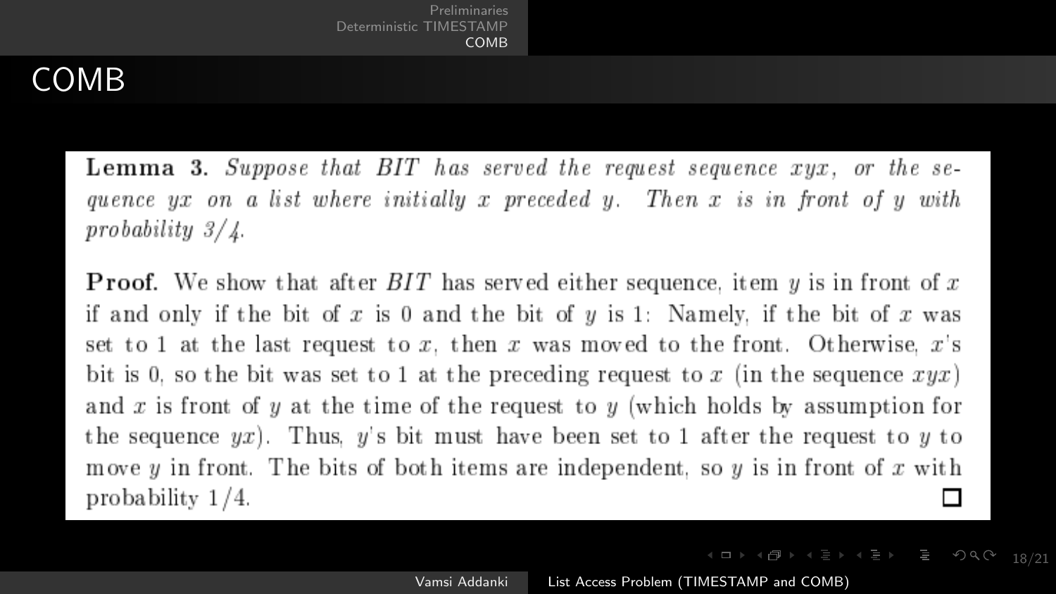# COMB

**Lemma 3.** *Suppose that BIT has served the request sequence $xyx$, or the sequence $yx$ on a list where initially $x$ preceded $y$. Then $x$ is in front of $y$ with probability 3/4.*

**Proof.** We show that after *BIT* has served either sequence, item $y$ is in front of $x$ if and only if the bit of $x$ is 0 and the bit of $y$ is 1: Namely, if the bit of $x$ was set to 1 at the last request to $x$, then $x$ was moved to the front. Otherwise, $x$'s bit is 0, so the bit was set to 1 at the preceding request to $x$ (in the sequence $xyx$) and $x$ is front of $y$ at the time of the request to $y$ (which holds by assumption for the sequence $yx$). Thus, $y$'s bit must have been set to 1 after the request to $y$ to move $y$ in front. The bits of both items are independent, so $y$ is in front of $x$ with probability $1/4$. □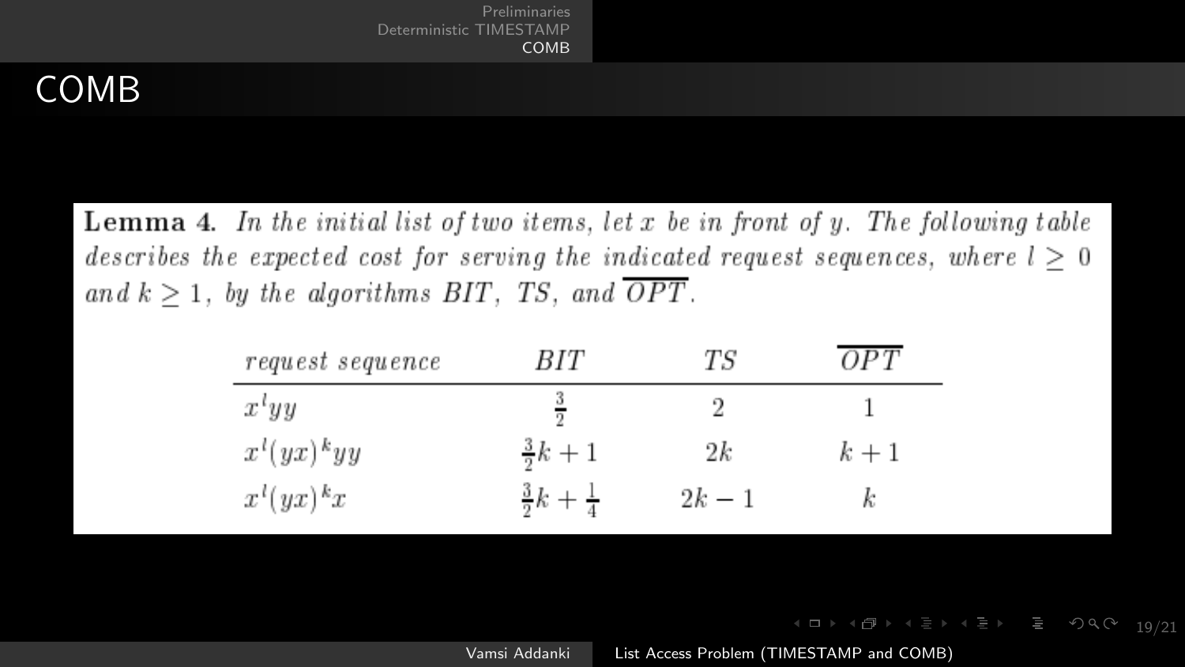# COMB

**Lemma 4.** *In the initial list of two items, let $x$ be in front of $y$. The following table describes the expected cost for serving the indicated request sequences, where $l \geq 0$ and $k \geq 1$, by the algorithms BIT, TS, and $\overline{OPT}$.*

| *request sequence* | *BIT* | *TS* | $\overline{OPT}$ |
|---|---|---|---|
| $x^l yy$ | $\frac{3}{2}$ | $2$ | $1$ |
| $x^l (yx)^k yy$ | $\frac{3}{2}k + 1$ | $2k$ | $k + 1$ |
| $x^l (yx)^k x$ | $\frac{3}{2}k + \frac{1}{4}$ | $2k - 1$ | $k$ |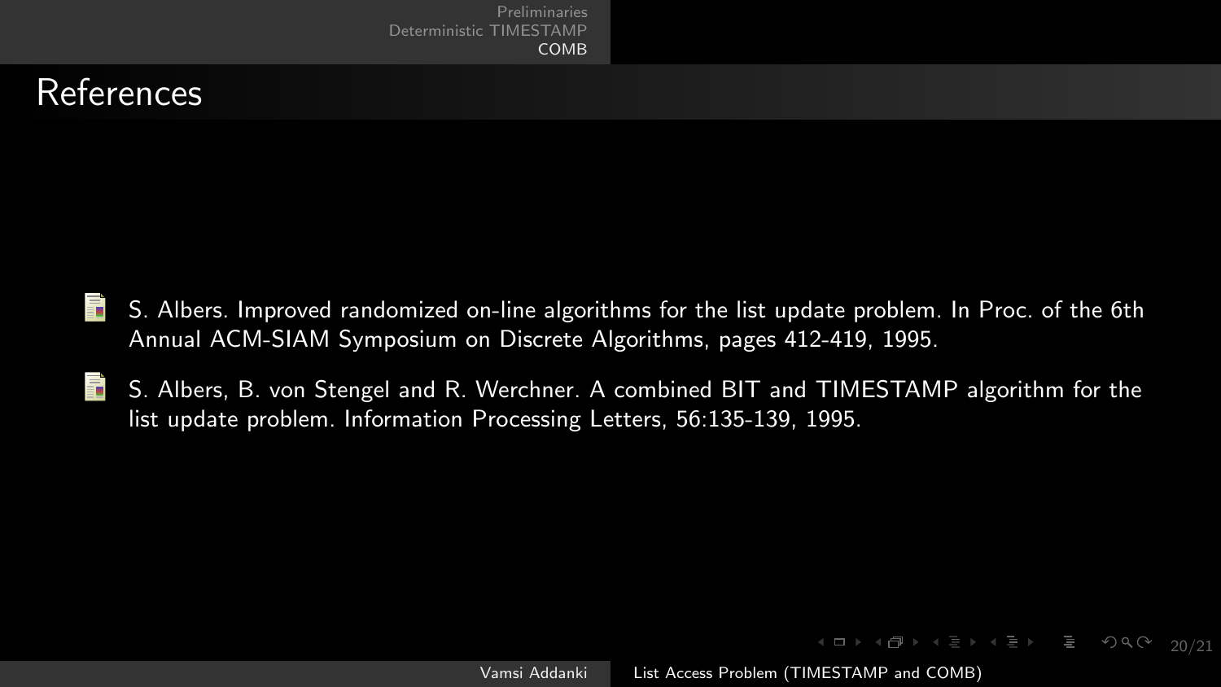# References

- S. Albers. Improved randomized on-line algorithms for the list update problem. In Proc. of the 6th Annual ACM-SIAM Symposium on Discrete Algorithms, pages 412-419, 1995.
- S. Albers, B. von Stengel and R. Werchner. A combined BIT and TIMESTAMP algorithm for the list update problem. Information Processing Letters, 56:135-139, 1995.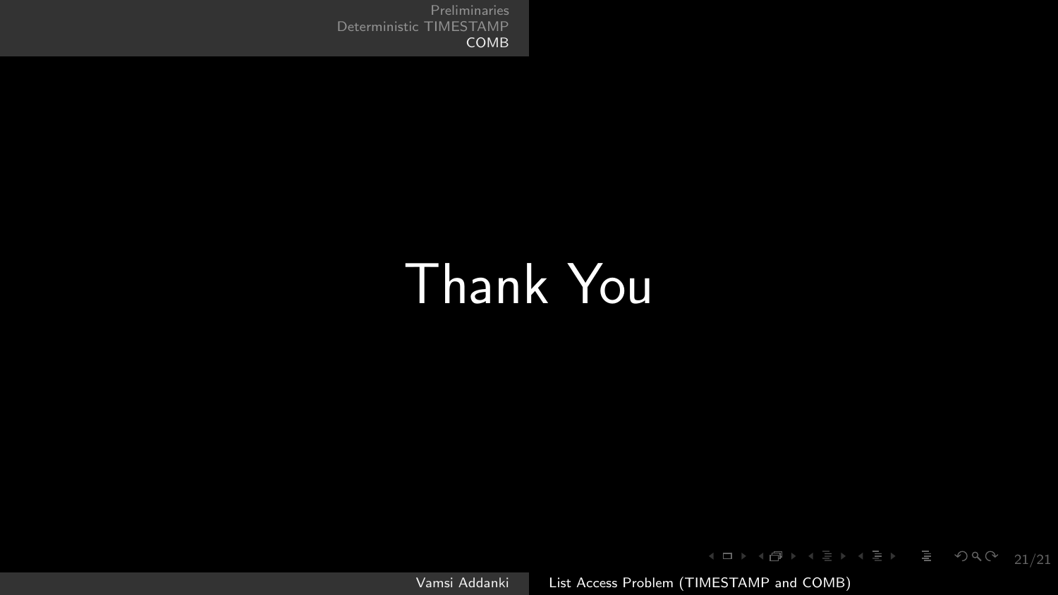# Thank You